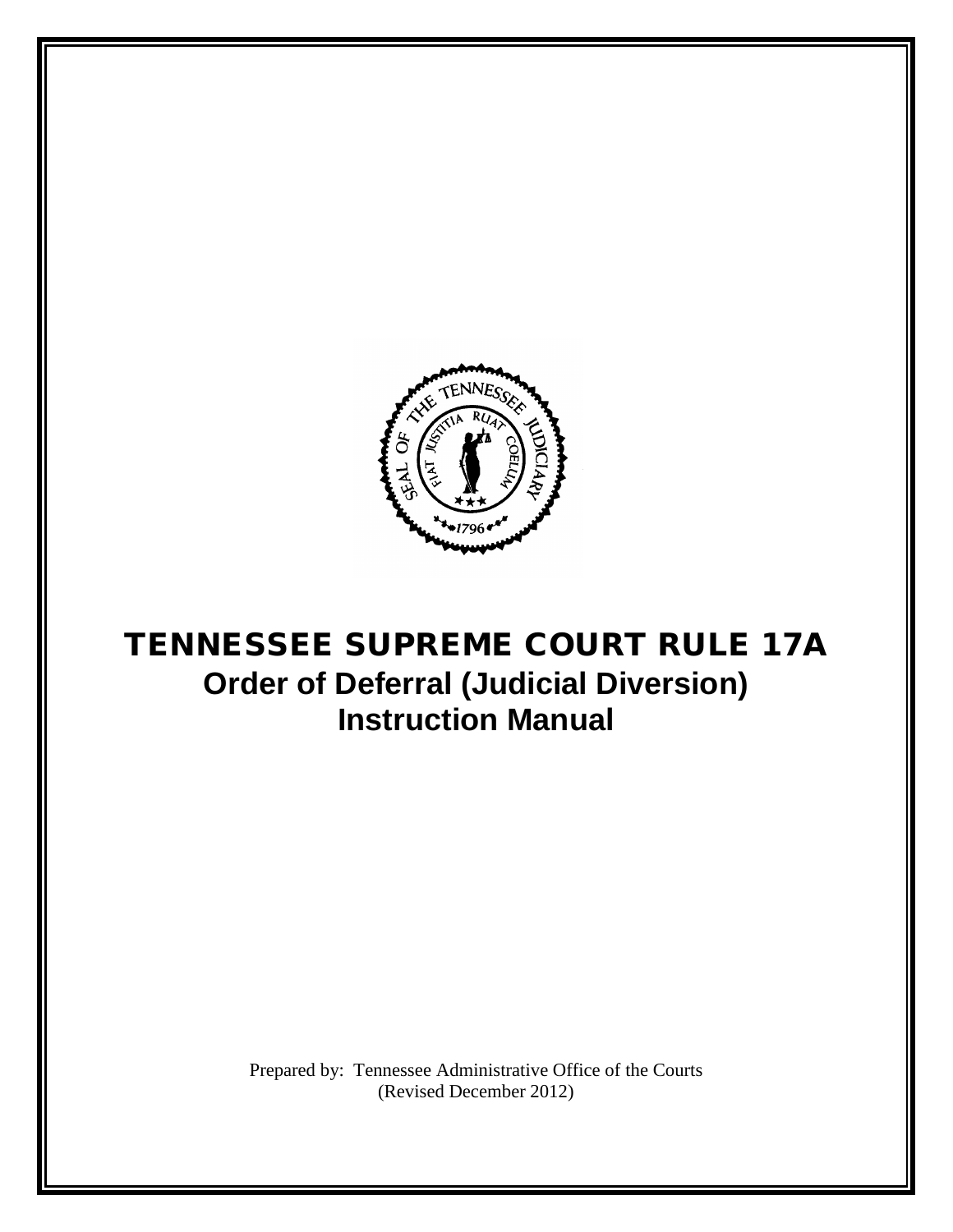# TENNESSEE SUPREME COURT RULE 17A

## Order of Deferral (Judicial Diversion) Instruction Manual

Prepared by: Tennessee Administrative Office of the Courts
(Revised December 2012)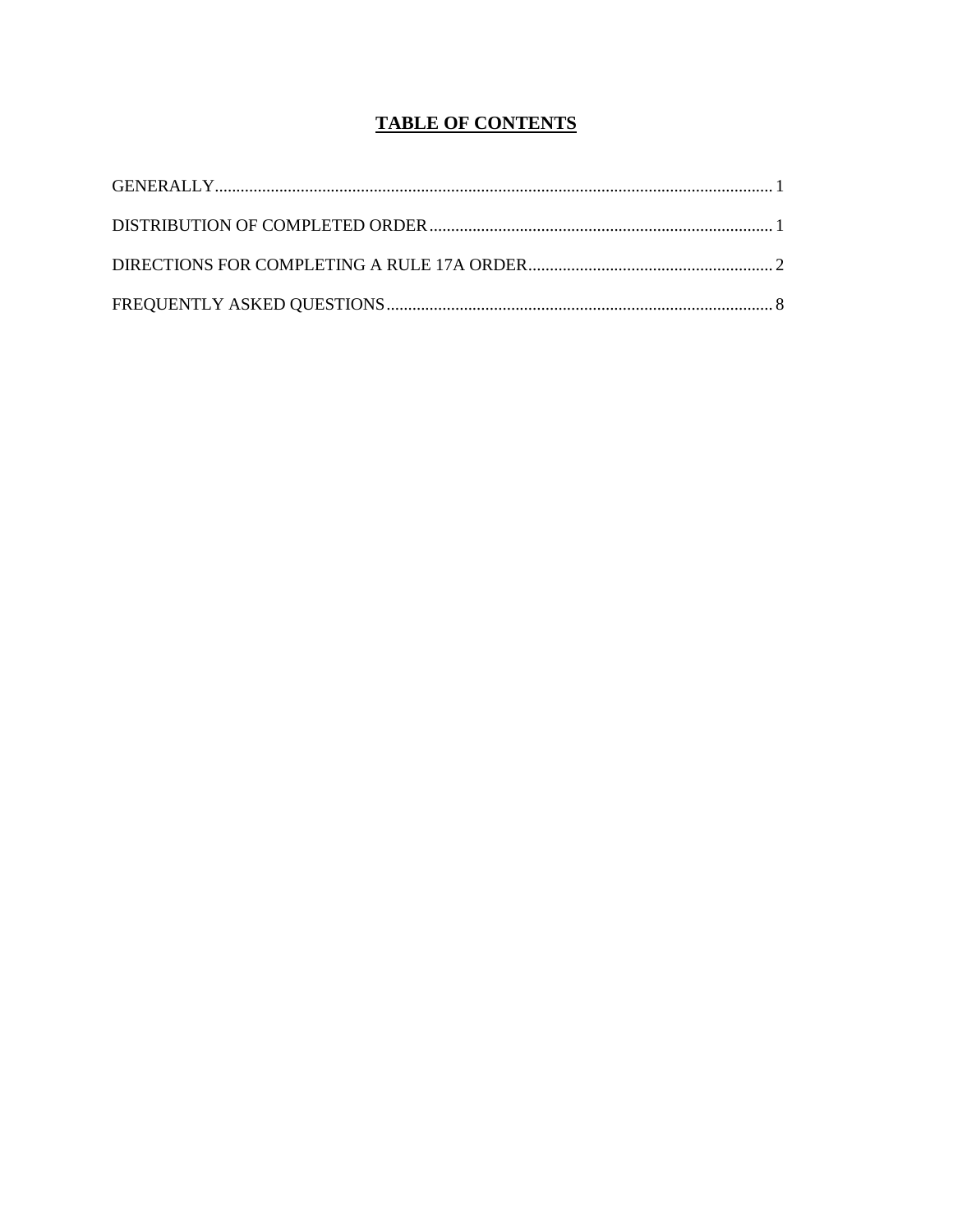# TABLE OF CONTENTS

| | |
|---|---|
| GENERALLY | 1 |
| DISTRIBUTION OF COMPLETED ORDER | 1 |
| DIRECTIONS FOR COMPLETING A RULE 17A ORDER | 2 |
| FREQUENTLY ASKED QUESTIONS | 8 |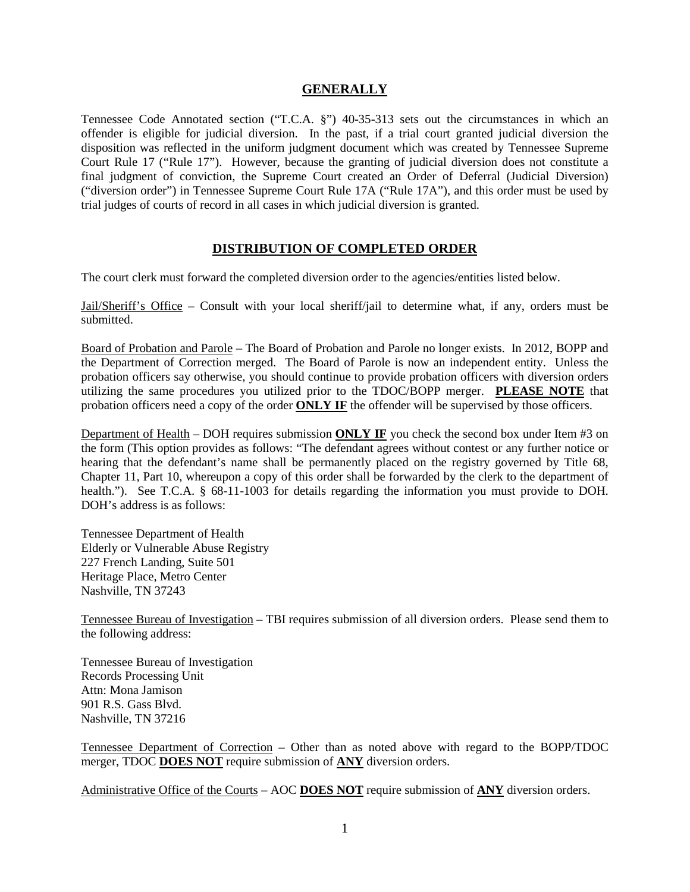## GENERALLY

Tennessee Code Annotated section ("T.C.A. §") 40-35-313 sets out the circumstances in which an offender is eligible for judicial diversion. In the past, if a trial court granted judicial diversion the disposition was reflected in the uniform judgment document which was created by Tennessee Supreme Court Rule 17 ("Rule 17"). However, because the granting of judicial diversion does not constitute a final judgment of conviction, the Supreme Court created an Order of Deferral (Judicial Diversion) ("diversion order") in Tennessee Supreme Court Rule 17A ("Rule 17A"), and this order must be used by trial judges of courts of record in all cases in which judicial diversion is granted.

## DISTRIBUTION OF COMPLETED ORDER

The court clerk must forward the completed diversion order to the agencies/entities listed below.

Jail/Sheriff's Office – Consult with your local sheriff/jail to determine what, if any, orders must be submitted.

Board of Probation and Parole – The Board of Probation and Parole no longer exists. In 2012, BOPP and the Department of Correction merged. The Board of Parole is now an independent entity. Unless the probation officers say otherwise, you should continue to provide probation officers with diversion orders utilizing the same procedures you utilized prior to the TDOC/BOPP merger. **PLEASE NOTE** that probation officers need a copy of the order **ONLY IF** the offender will be supervised by those officers.

Department of Health – DOH requires submission **ONLY IF** you check the second box under Item #3 on the form (This option provides as follows: "The defendant agrees without contest or any further notice or hearing that the defendant's name shall be permanently placed on the registry governed by Title 68, Chapter 11, Part 10, whereupon a copy of this order shall be forwarded by the clerk to the department of health."). See T.C.A. § 68-11-1003 for details regarding the information you must provide to DOH. DOH's address is as follows:

Tennessee Department of Health
Elderly or Vulnerable Abuse Registry
227 French Landing, Suite 501
Heritage Place, Metro Center
Nashville, TN 37243

Tennessee Bureau of Investigation – TBI requires submission of all diversion orders. Please send them to the following address:

Tennessee Bureau of Investigation
Records Processing Unit
Attn: Mona Jamison
901 R.S. Gass Blvd.
Nashville, TN 37216

Tennessee Department of Correction – Other than as noted above with regard to the BOPP/TDOC merger, TDOC **DOES NOT** require submission of **ANY** diversion orders.

Administrative Office of the Courts – AOC **DOES NOT** require submission of **ANY** diversion orders.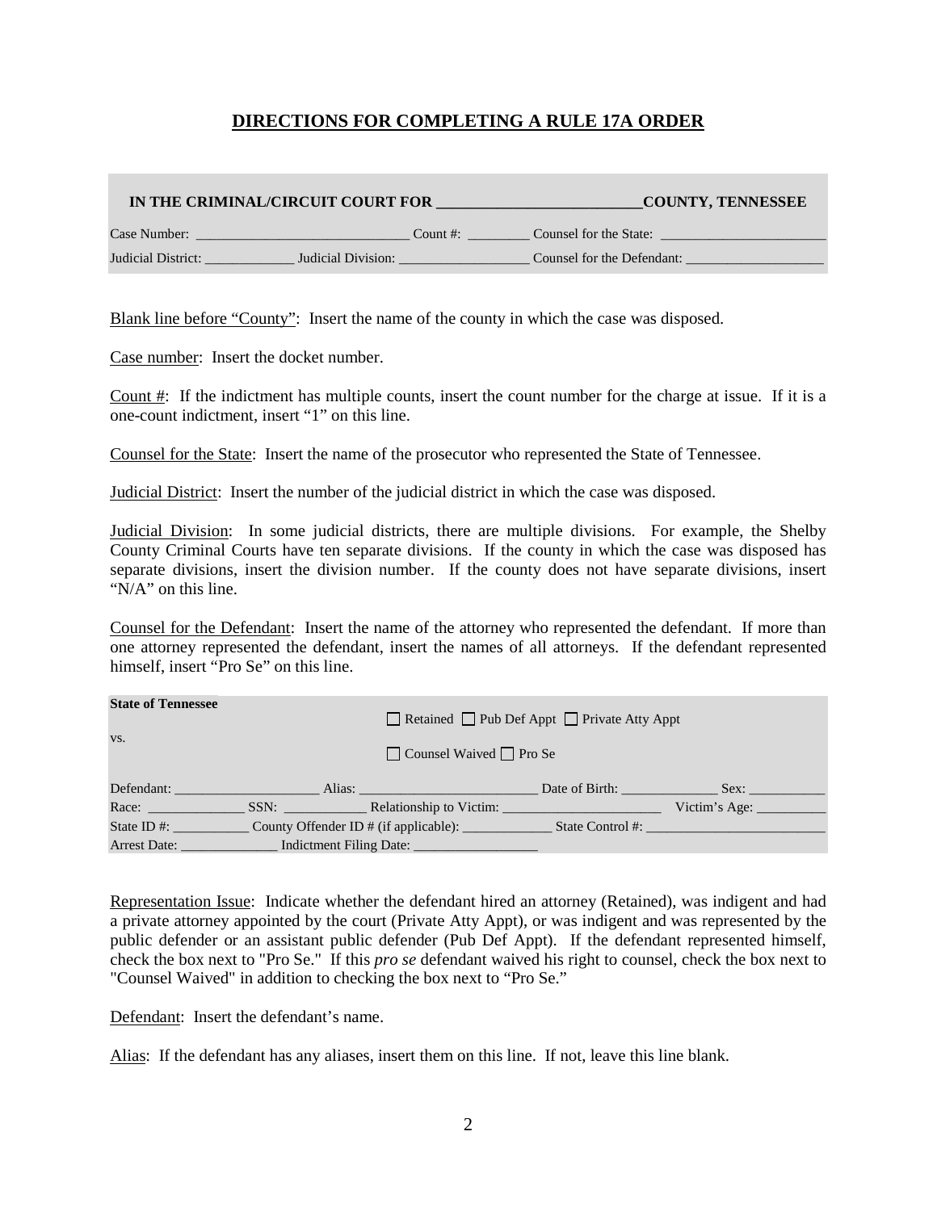# DIRECTIONS FOR COMPLETING A RULE 17A ORDER

**IN THE CRIMINAL/CIRCUIT COURT FOR \_\_\_\_\_\_\_\_\_\_\_\_\_\_\_\_\_\_\_\_\_\_\_\_\_\_COUNTY, TENNESSEE**

Case Number: \_\_\_\_\_\_\_\_\_\_\_\_\_\_\_\_\_\_\_\_\_\_\_\_\_\_\_\_\_ Count #: \_\_\_\_\_\_\_\_ Counsel for the State: \_\_\_\_\_\_\_\_\_\_\_\_\_\_\_\_\_\_\_\_\_\_\_

Judicial District: \_\_\_\_\_\_\_\_\_\_\_\_\_ Judicial Division: \_\_\_\_\_\_\_\_\_\_\_\_\_\_\_\_\_\_ Counsel for the Defendant: \_\_\_\_\_\_\_\_\_\_\_\_\_\_\_\_\_\_\_\_

Blank line before "County": Insert the name of the county in which the case was disposed.

Case number: Insert the docket number.

Count #: If the indictment has multiple counts, insert the count number for the charge at issue. If it is a one-count indictment, insert "1" on this line.

Counsel for the State: Insert the name of the prosecutor who represented the State of Tennessee.

Judicial District: Insert the number of the judicial district in which the case was disposed.

Judicial Division: In some judicial districts, there are multiple divisions. For example, the Shelby County Criminal Courts have ten separate divisions. If the county in which the case was disposed has separate divisions, insert the division number. If the county does not have separate divisions, insert "N/A" on this line.

Counsel for the Defendant: Insert the name of the attorney who represented the defendant. If more than one attorney represented the defendant, insert the names of all attorneys. If the defendant represented himself, insert "Pro Se" on this line.

**State of Tennessee**

vs.

☐ Retained ☐ Pub Def Appt ☐ Private Atty Appt

☐ Counsel Waived ☐ Pro Se

Defendant: \_\_\_\_\_\_\_\_\_\_\_\_\_\_\_\_\_\_\_\_ Alias: \_\_\_\_\_\_\_\_\_\_\_\_\_\_\_\_\_\_\_\_\_\_\_\_\_ Date of Birth: \_\_\_\_\_\_\_\_\_\_\_\_\_ Sex: \_\_\_\_\_\_\_\_\_\_\_

Race: \_\_\_\_\_\_\_\_\_\_\_\_\_\_ SSN: \_\_\_\_\_\_\_\_\_\_\_\_ Relationship to Victim: \_\_\_\_\_\_\_\_\_\_\_\_\_\_\_\_\_\_\_\_\_\_ Victim's Age: \_\_\_\_\_\_\_\_\_\_

State ID #: \_\_\_\_\_\_\_\_\_\_\_ County Offender ID # (if applicable): \_\_\_\_\_\_\_\_\_\_\_\_\_ State Control #: \_\_\_\_\_\_\_\_\_\_\_\_\_\_\_\_\_\_\_\_\_\_\_\_\_

Arrest Date: \_\_\_\_\_\_\_\_\_\_\_\_\_\_ Indictment Filing Date: \_\_\_\_\_\_\_\_\_\_\_\_\_\_\_\_\_\_

Representation Issue: Indicate whether the defendant hired an attorney (Retained), was indigent and had a private attorney appointed by the court (Private Atty Appt), or was indigent and was represented by the public defender or an assistant public defender (Pub Def Appt). If the defendant represented himself, check the box next to "Pro Se." If this *pro se* defendant waived his right to counsel, check the box next to "Counsel Waived" in addition to checking the box next to "Pro Se."

Defendant: Insert the defendant's name.

Alias: If the defendant has any aliases, insert them on this line. If not, leave this line blank.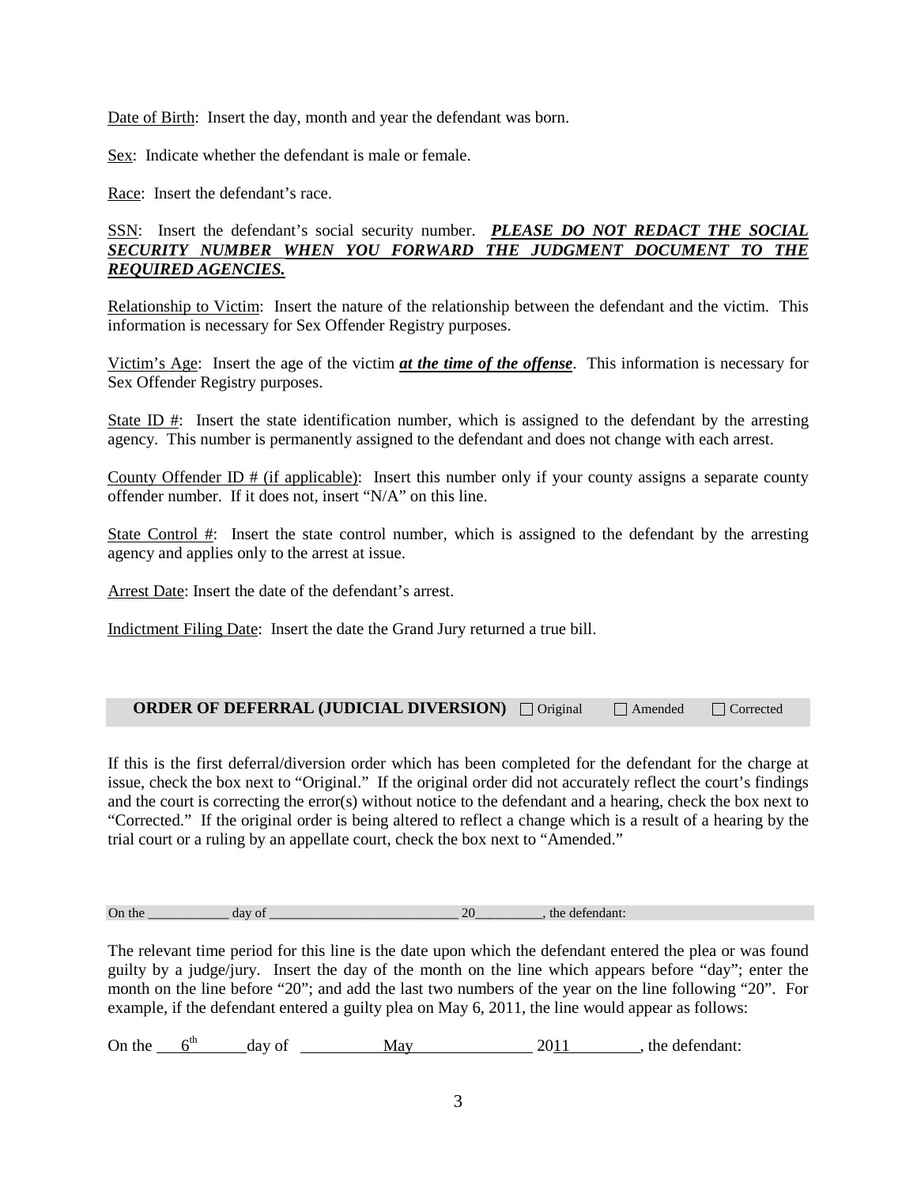Date of Birth: Insert the day, month and year the defendant was born.

Sex: Indicate whether the defendant is male or female.

Race: Insert the defendant's race.

SSN: Insert the defendant's social security number. ***PLEASE DO NOT REDACT THE SOCIAL SECURITY NUMBER WHEN YOU FORWARD THE JUDGMENT DOCUMENT TO THE REQUIRED AGENCIES.***

Relationship to Victim: Insert the nature of the relationship between the defendant and the victim. This information is necessary for Sex Offender Registry purposes.

Victim's Age: Insert the age of the victim ***at the time of the offense***. This information is necessary for Sex Offender Registry purposes.

State ID #: Insert the state identification number, which is assigned to the defendant by the arresting agency. This number is permanently assigned to the defendant and does not change with each arrest.

County Offender ID # (if applicable): Insert this number only if your county assigns a separate county offender number. If it does not, insert "N/A" on this line.

State Control #: Insert the state control number, which is assigned to the defendant by the arresting agency and applies only to the arrest at issue.

Arrest Date: Insert the date of the defendant's arrest.

Indictment Filing Date: Insert the date the Grand Jury returned a true bill.

**ORDER OF DEFERRAL (JUDICIAL DIVERSION)** ☐ Original ☐ Amended ☐ Corrected

If this is the first deferral/diversion order which has been completed for the defendant for the charge at issue, check the box next to "Original." If the original order did not accurately reflect the court's findings and the court is correcting the error(s) without notice to the defendant and a hearing, check the box next to "Corrected." If the original order is being altered to reflect a change which is a result of a hearing by the trial court or a ruling by an appellate court, check the box next to "Amended."

On the ___________ day of __________________________ 20_________, the defendant:

The relevant time period for this line is the date upon which the defendant entered the plea or was found guilty by a judge/jury. Insert the day of the month on the line which appears before "day"; enter the month on the line before "20"; and add the last two numbers of the year on the line following "20". For example, if the defendant entered a guilty plea on May 6, 2011, the line would appear as follows:

On the ___6th___ day of ___May___ 20__11__, the defendant: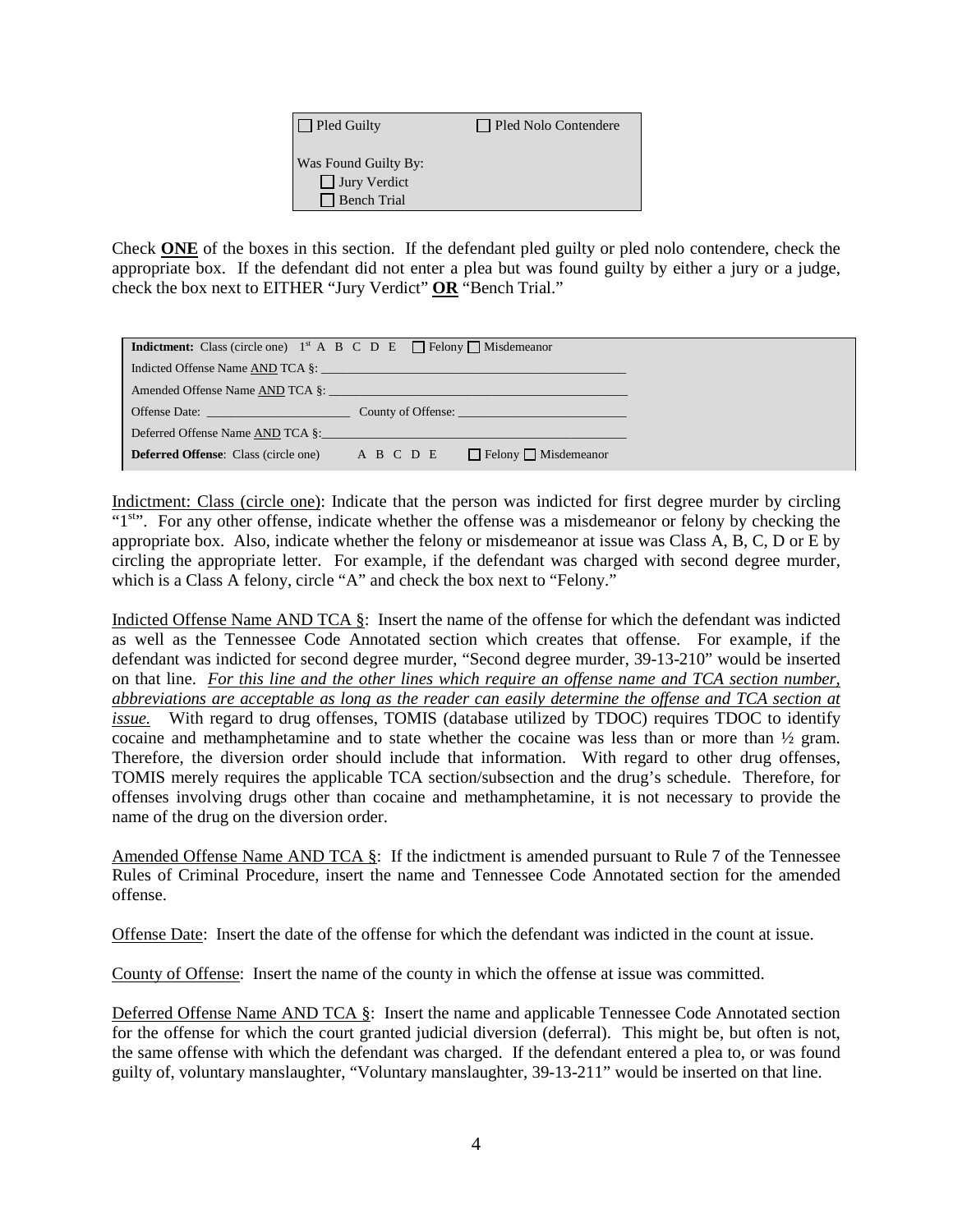| ☐ Pled Guilty | ☐ Pled Nolo Contendere |
| --- | --- |
| Was Found Guilty By: | |
| ☐ Jury Verdict | |
| ☐ Bench Trial | |

Check **ONE** of the boxes in this section. If the defendant pled guilty or pled nolo contendere, check the appropriate box. If the defendant did not enter a plea but was found guilty by either a jury or a judge, check the box next to EITHER "Jury Verdict" **OR** "Bench Trial."

| **Indictment:** Class (circle one) 1st A B C D E ☐ Felony ☐ Misdemeanor |
| --- |
| Indicted Offense Name AND TCA §: ______________________________ |
| Amended Offense Name AND TCA §: ______________________________ |
| Offense Date: ______________ County of Offense: ______________ |
| Deferred Offense Name AND TCA §: ______________________________ |
| **Deferred Offense**: Class (circle one) A B C D E ☐ Felony ☐ Misdemeanor |

Indictment: Class (circle one): Indicate that the person was indicted for first degree murder by circling "1st". For any other offense, indicate whether the offense was a misdemeanor or felony by checking the appropriate box. Also, indicate whether the felony or misdemeanor at issue was Class A, B, C, D or E by circling the appropriate letter. For example, if the defendant was charged with second degree murder, which is a Class A felony, circle "A" and check the box next to "Felony."

Indicted Offense Name AND TCA §: Insert the name of the offense for which the defendant was indicted as well as the Tennessee Code Annotated section which creates that offense. For example, if the defendant was indicted for second degree murder, "Second degree murder, 39-13-210" would be inserted on that line. *For this line and the other lines which require an offense name and TCA section number, abbreviations are acceptable as long as the reader can easily determine the offense and TCA section at issue.* With regard to drug offenses, TOMIS (database utilized by TDOC) requires TDOC to identify cocaine and methamphetamine and to state whether the cocaine was less than or more than ½ gram. Therefore, the diversion order should include that information. With regard to other drug offenses, TOMIS merely requires the applicable TCA section/subsection and the drug's schedule. Therefore, for offenses involving drugs other than cocaine and methamphetamine, it is not necessary to provide the name of the drug on the diversion order.

Amended Offense Name AND TCA §: If the indictment is amended pursuant to Rule 7 of the Tennessee Rules of Criminal Procedure, insert the name and Tennessee Code Annotated section for the amended offense.

Offense Date: Insert the date of the offense for which the defendant was indicted in the count at issue.

County of Offense: Insert the name of the county in which the offense at issue was committed.

Deferred Offense Name AND TCA §: Insert the name and applicable Tennessee Code Annotated section for the offense for which the court granted judicial diversion (deferral). This might be, but often is not, the same offense with which the defendant was charged. If the defendant entered a plea to, or was found guilty of, voluntary manslaughter, "Voluntary manslaughter, 39-13-211" would be inserted on that line.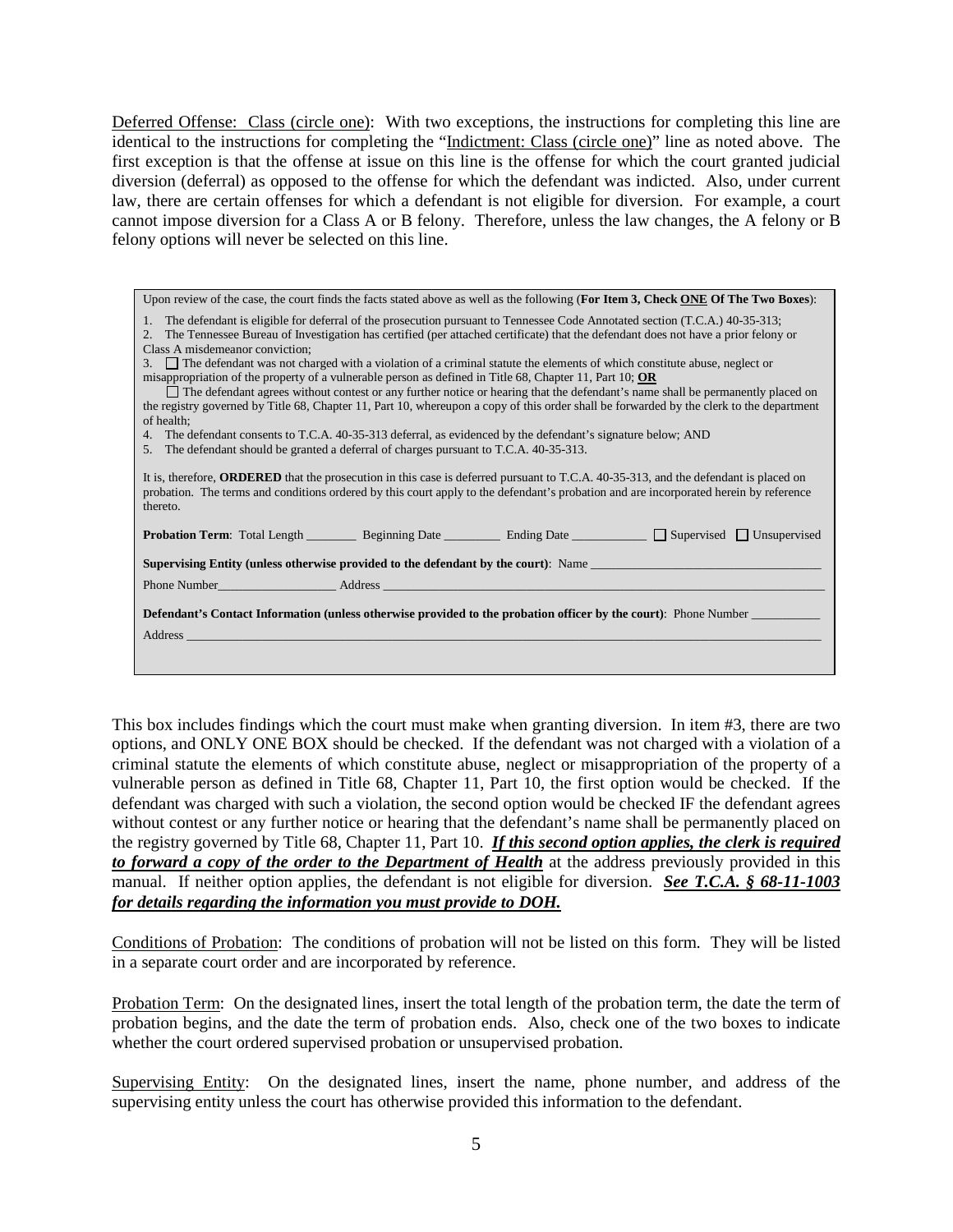Deferred Offense: Class (circle one): With two exceptions, the instructions for completing this line are identical to the instructions for completing the "Indictment: Class (circle one)" line as noted above. The first exception is that the offense at issue on this line is the offense for which the court granted judicial diversion (deferral) as opposed to the offense for which the defendant was indicted. Also, under current law, there are certain offenses for which a defendant is not eligible for diversion. For example, a court cannot impose diversion for a Class A or B felony. Therefore, unless the law changes, the A felony or B felony options will never be selected on this line.

> Upon review of the case, the court finds the facts stated above as well as the following (**For Item 3, Check ONE Of The Two Boxes**):
>
> 1. The defendant is eligible for deferral of the prosecution pursuant to Tennessee Code Annotated section (T.C.A.) 40-35-313;
> 2. The Tennessee Bureau of Investigation has certified (per attached certificate) that the defendant does not have a prior felony or Class A misdemeanor conviction;
> 3. ☐ The defendant was not charged with a violation of a criminal statute the elements of which constitute abuse, neglect or misappropriation of the property of a vulnerable person as defined in Title 68, Chapter 11, Part 10; **OR**
>    ☐ The defendant agrees without contest or any further notice or hearing that the defendant's name shall be permanently placed on the registry governed by Title 68, Chapter 11, Part 10, whereupon a copy of this order shall be forwarded by the clerk to the department of health;
> 4. The defendant consents to T.C.A. 40-35-313 deferral, as evidenced by the defendant's signature below; AND
> 5. The defendant should be granted a deferral of charges pursuant to T.C.A. 40-35-313.
>
> It is, therefore, **ORDERED** that the prosecution in this case is deferred pursuant to T.C.A. 40-35-313, and the defendant is placed on probation. The terms and conditions ordered by this court apply to the defendant's probation and are incorporated herein by reference thereto.
>
> **Probation Term**: Total Length ________ Beginning Date _________ Ending Date ____________ ☐ Supervised ☐ Unsupervised
>
> **Supervising Entity (unless otherwise provided to the defendant by the court)**: Name ____________________________________
>
> Phone Number___________________ Address ______________________________________________________________________
>
> **Defendant's Contact Information (unless otherwise provided to the probation officer by the court)**: Phone Number ___________
>
> Address _______________________________________________________________________________________________

This box includes findings which the court must make when granting diversion. In item #3, there are two options, and ONLY ONE BOX should be checked. If the defendant was not charged with a violation of a criminal statute the elements of which constitute abuse, neglect or misappropriation of the property of a vulnerable person as defined in Title 68, Chapter 11, Part 10, the first option would be checked. If the defendant was charged with such a violation, the second option would be checked IF the defendant agrees without contest or any further notice or hearing that the defendant's name shall be permanently placed on the registry governed by Title 68, Chapter 11, Part 10. ***If this second option applies, the clerk is required to forward a copy of the order to the Department of Health*** at the address previously provided in this manual. If neither option applies, the defendant is not eligible for diversion. ***See T.C.A. § 68-11-1003 for details regarding the information you must provide to DOH.***

Conditions of Probation: The conditions of probation will not be listed on this form. They will be listed in a separate court order and are incorporated by reference.

Probation Term: On the designated lines, insert the total length of the probation term, the date the term of probation begins, and the date the term of probation ends. Also, check one of the two boxes to indicate whether the court ordered supervised probation or unsupervised probation.

Supervising Entity: On the designated lines, insert the name, phone number, and address of the supervising entity unless the court has otherwise provided this information to the defendant.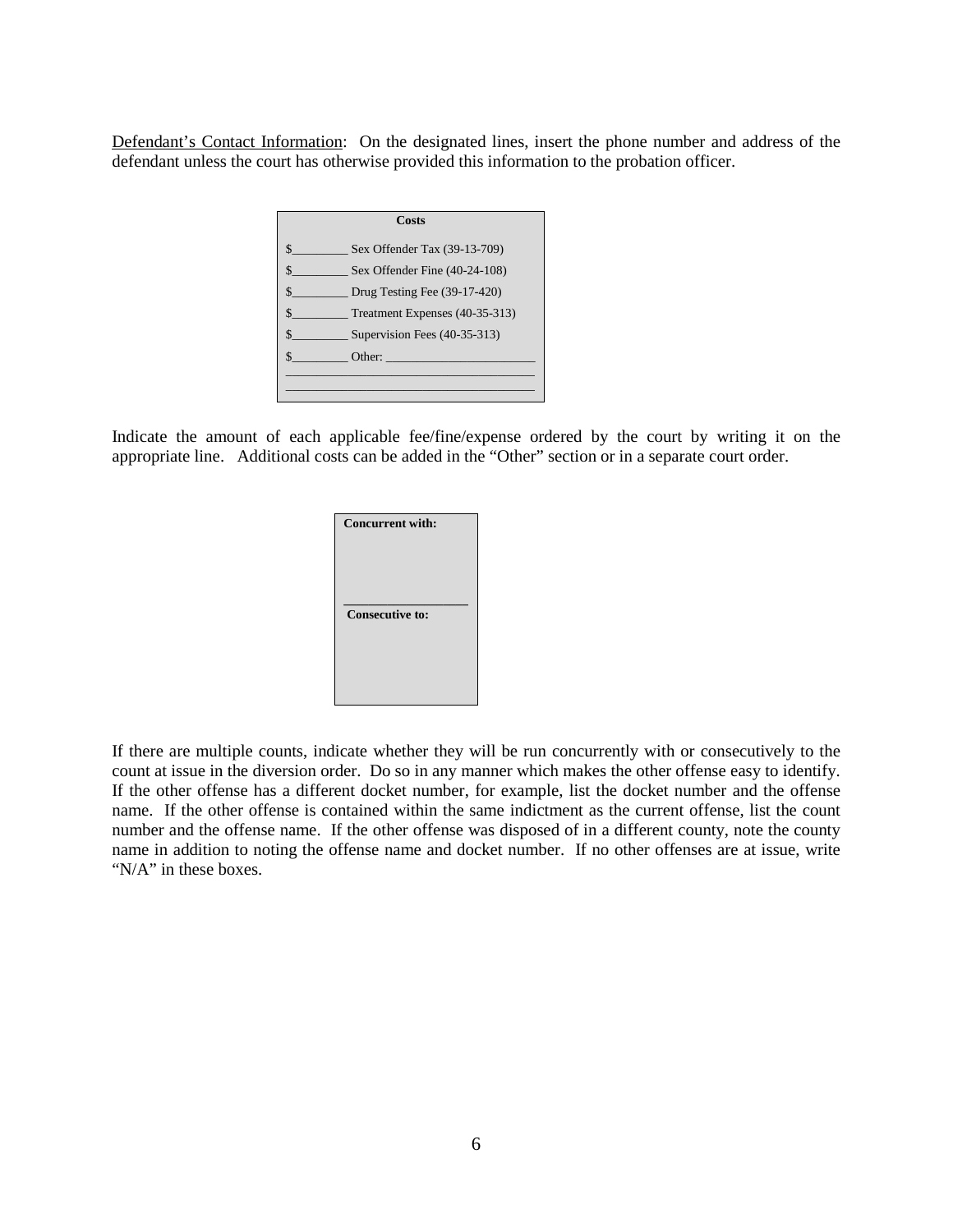<u>Defendant's Contact Information</u>: On the designated lines, insert the phone number and address of the defendant unless the court has otherwise provided this information to the probation officer.

| **Costs** |
|---|
| $_________ Sex Offender Tax (39-13-709) |
| $_________ Sex Offender Fine (40-24-108) |
| $_________ Drug Testing Fee (39-17-420) |
| $_________ Treatment Expenses (40-35-313) |
| $_________ Supervision Fees (40-35-313) |
| $_________ Other: ________________________ |
| ________________________________________ |
| ________________________________________ |

Indicate the amount of each applicable fee/fine/expense ordered by the court by writing it on the appropriate line. Additional costs can be added in the "Other" section or in a separate court order.

| **Concurrent with:** |
|---|
| |
| **Consecutive to:** |
| |

If there are multiple counts, indicate whether they will be run concurrently with or consecutively to the count at issue in the diversion order. Do so in any manner which makes the other offense easy to identify. If the other offense has a different docket number, for example, list the docket number and the offense name. If the other offense is contained within the same indictment as the current offense, list the count number and the offense name. If the other offense was disposed of in a different county, note the county name in addition to noting the offense name and docket number. If no other offenses are at issue, write "N/A" in these boxes.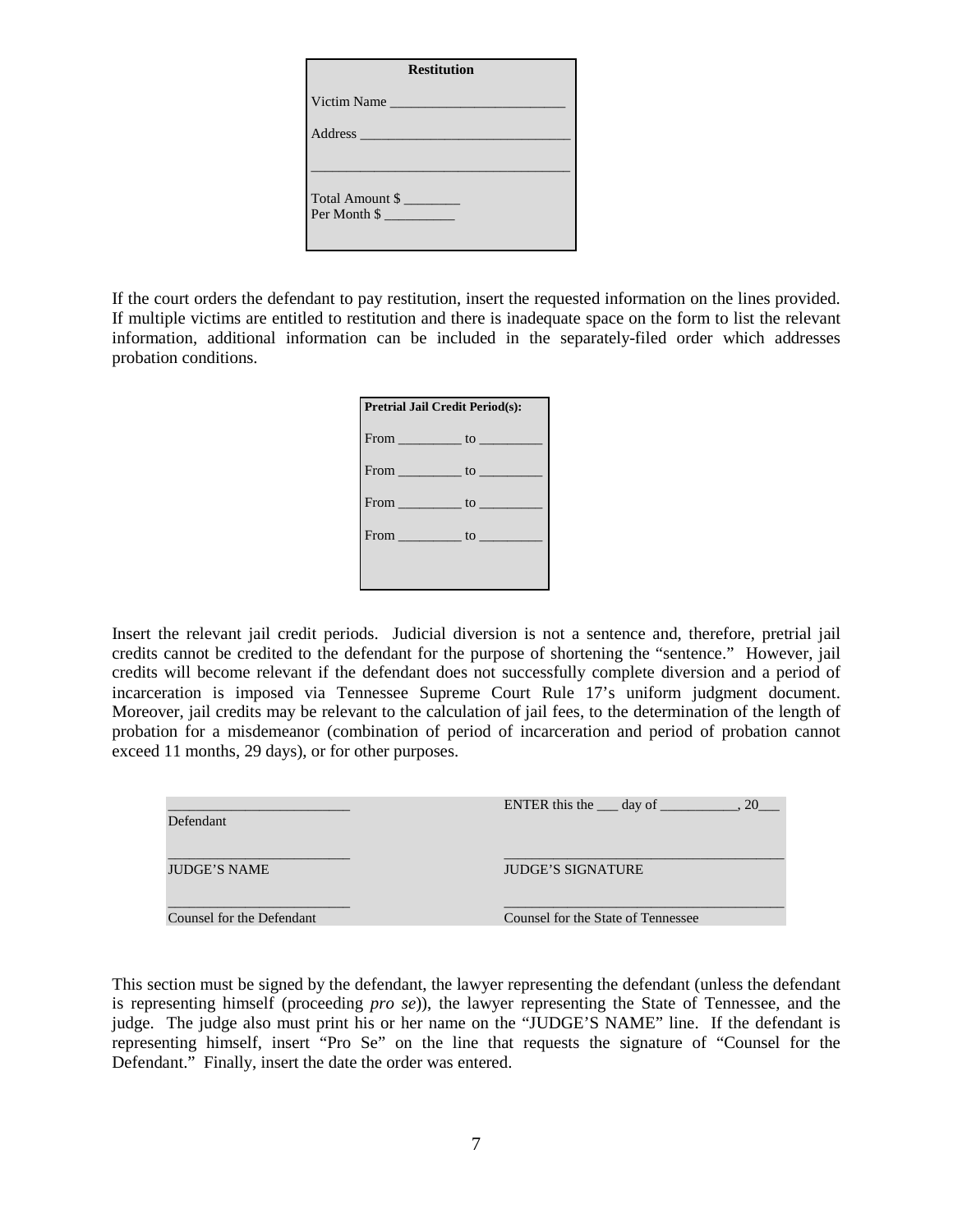**Restitution**

Victim Name _________________________

Address _____________________________

_____________________________________

Total Amount $ ________
Per Month $ __________

If the court orders the defendant to pay restitution, insert the requested information on the lines provided. If multiple victims are entitled to restitution and there is inadequate space on the form to list the relevant information, additional information can be included in the separately-filed order which addresses probation conditions.

**Pretrial Jail Credit Period(s):**

From _________ to _________

From _________ to _________

From _________ to _________

From _________ to _________

Insert the relevant jail credit periods. Judicial diversion is not a sentence and, therefore, pretrial jail credits cannot be credited to the defendant for the purpose of shortening the "sentence." However, jail credits will become relevant if the defendant does not successfully complete diversion and a period of incarceration is imposed via Tennessee Supreme Court Rule 17's uniform judgment document. Moreover, jail credits may be relevant to the calculation of jail fees, to the determination of the length of probation for a misdemeanor (combination of period of incarceration and period of probation cannot exceed 11 months, 29 days), or for other purposes.

| __________________________ Defendant | ENTER this the ___ day of ___________, 20___ |
|---|---|
| __________________________ JUDGE'S NAME | ______________________________________ JUDGE'S SIGNATURE |
| __________________________ Counsel for the Defendant | ______________________________________ Counsel for the State of Tennessee |

This section must be signed by the defendant, the lawyer representing the defendant (unless the defendant is representing himself (proceeding *pro se*)), the lawyer representing the State of Tennessee, and the judge. The judge also must print his or her name on the "JUDGE'S NAME" line. If the defendant is representing himself, insert "Pro Se" on the line that requests the signature of "Counsel for the Defendant." Finally, insert the date the order was entered.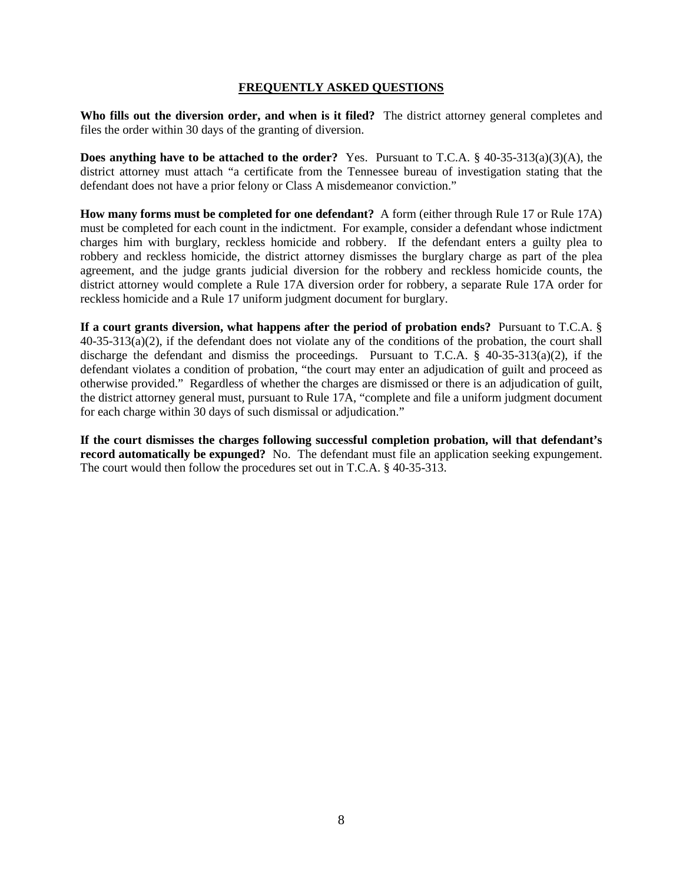## FREQUENTLY ASKED QUESTIONS

**Who fills out the diversion order, and when is it filed?** The district attorney general completes and files the order within 30 days of the granting of diversion.

**Does anything have to be attached to the order?** Yes. Pursuant to T.C.A. § 40-35-313(a)(3)(A), the district attorney must attach "a certificate from the Tennessee bureau of investigation stating that the defendant does not have a prior felony or Class A misdemeanor conviction."

**How many forms must be completed for one defendant?** A form (either through Rule 17 or Rule 17A) must be completed for each count in the indictment. For example, consider a defendant whose indictment charges him with burglary, reckless homicide and robbery. If the defendant enters a guilty plea to robbery and reckless homicide, the district attorney dismisses the burglary charge as part of the plea agreement, and the judge grants judicial diversion for the robbery and reckless homicide counts, the district attorney would complete a Rule 17A diversion order for robbery, a separate Rule 17A order for reckless homicide and a Rule 17 uniform judgment document for burglary.

**If a court grants diversion, what happens after the period of probation ends?** Pursuant to T.C.A. § 40-35-313(a)(2), if the defendant does not violate any of the conditions of the probation, the court shall discharge the defendant and dismiss the proceedings. Pursuant to T.C.A. § 40-35-313(a)(2), if the defendant violates a condition of probation, "the court may enter an adjudication of guilt and proceed as otherwise provided." Regardless of whether the charges are dismissed or there is an adjudication of guilt, the district attorney general must, pursuant to Rule 17A, "complete and file a uniform judgment document for each charge within 30 days of such dismissal or adjudication."

**If the court dismisses the charges following successful completion probation, will that defendant's record automatically be expunged?** No. The defendant must file an application seeking expungement. The court would then follow the procedures set out in T.C.A. § 40-35-313.